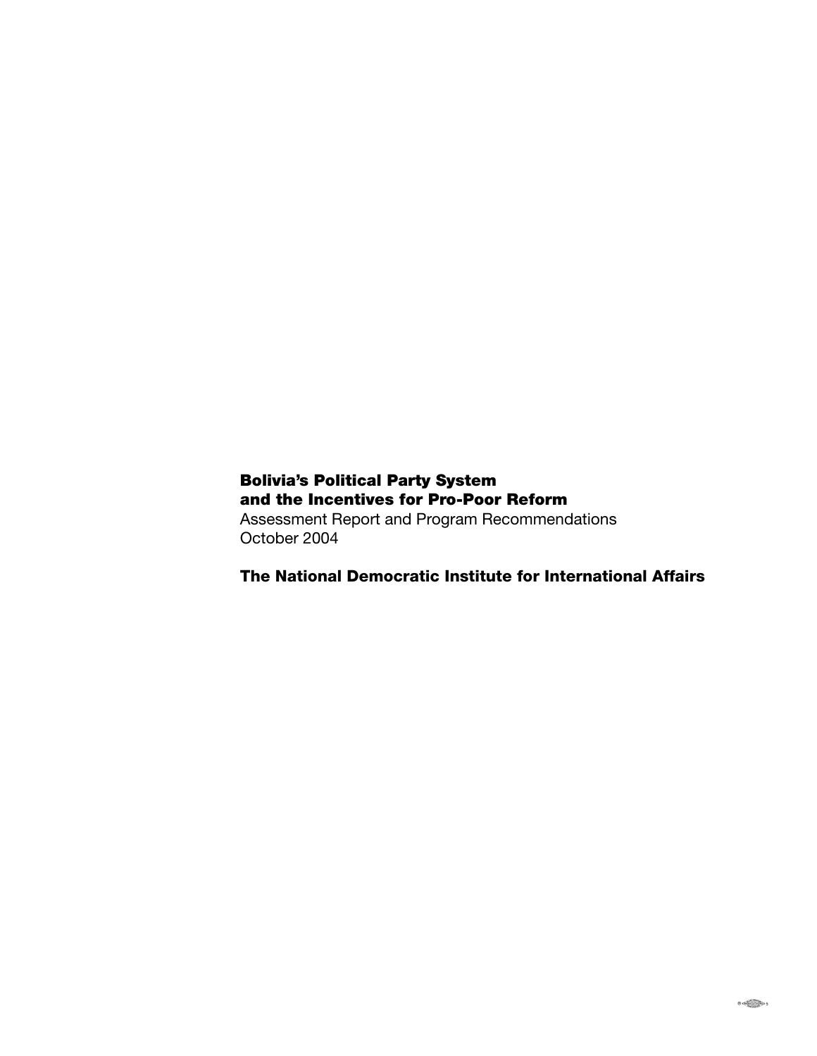# Bolivia's Political Party System and the Incentives for Pro-Poor Reform

Assessment Report and Program Recommendations
October 2004

**The National Democratic Institute for International Affairs**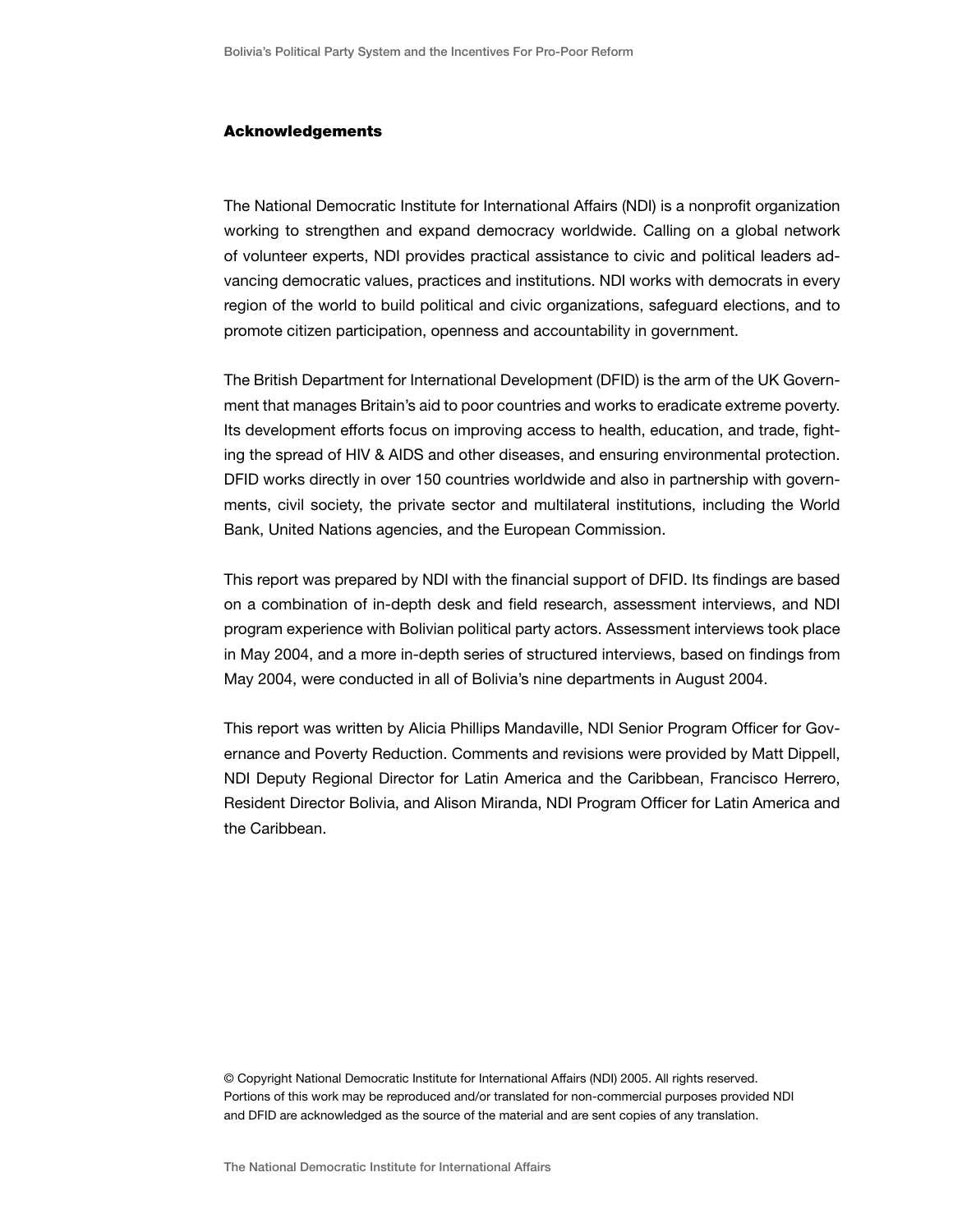## Acknowledgements

The National Democratic Institute for International Affairs (NDI) is a nonprofit organization working to strengthen and expand democracy worldwide. Calling on a global network of volunteer experts, NDI provides practical assistance to civic and political leaders advancing democratic values, practices and institutions. NDI works with democrats in every region of the world to build political and civic organizations, safeguard elections, and to promote citizen participation, openness and accountability in government.

The British Department for International Development (DFID) is the arm of the UK Government that manages Britain's aid to poor countries and works to eradicate extreme poverty. Its development efforts focus on improving access to health, education, and trade, fighting the spread of HIV & AIDS and other diseases, and ensuring environmental protection. DFID works directly in over 150 countries worldwide and also in partnership with governments, civil society, the private sector and multilateral institutions, including the World Bank, United Nations agencies, and the European Commission.

This report was prepared by NDI with the financial support of DFID. Its findings are based on a combination of in-depth desk and field research, assessment interviews, and NDI program experience with Bolivian political party actors. Assessment interviews took place in May 2004, and a more in-depth series of structured interviews, based on findings from May 2004, were conducted in all of Bolivia's nine departments in August 2004.

This report was written by Alicia Phillips Mandaville, NDI Senior Program Officer for Governance and Poverty Reduction. Comments and revisions were provided by Matt Dippell, NDI Deputy Regional Director for Latin America and the Caribbean, Francisco Herrero, Resident Director Bolivia, and Alison Miranda, NDI Program Officer for Latin America and the Caribbean.

© Copyright National Democratic Institute for International Affairs (NDI) 2005. All rights reserved.
Portions of this work may be reproduced and/or translated for non-commercial purposes provided NDI and DFID are acknowledged as the source of the material and are sent copies of any translation.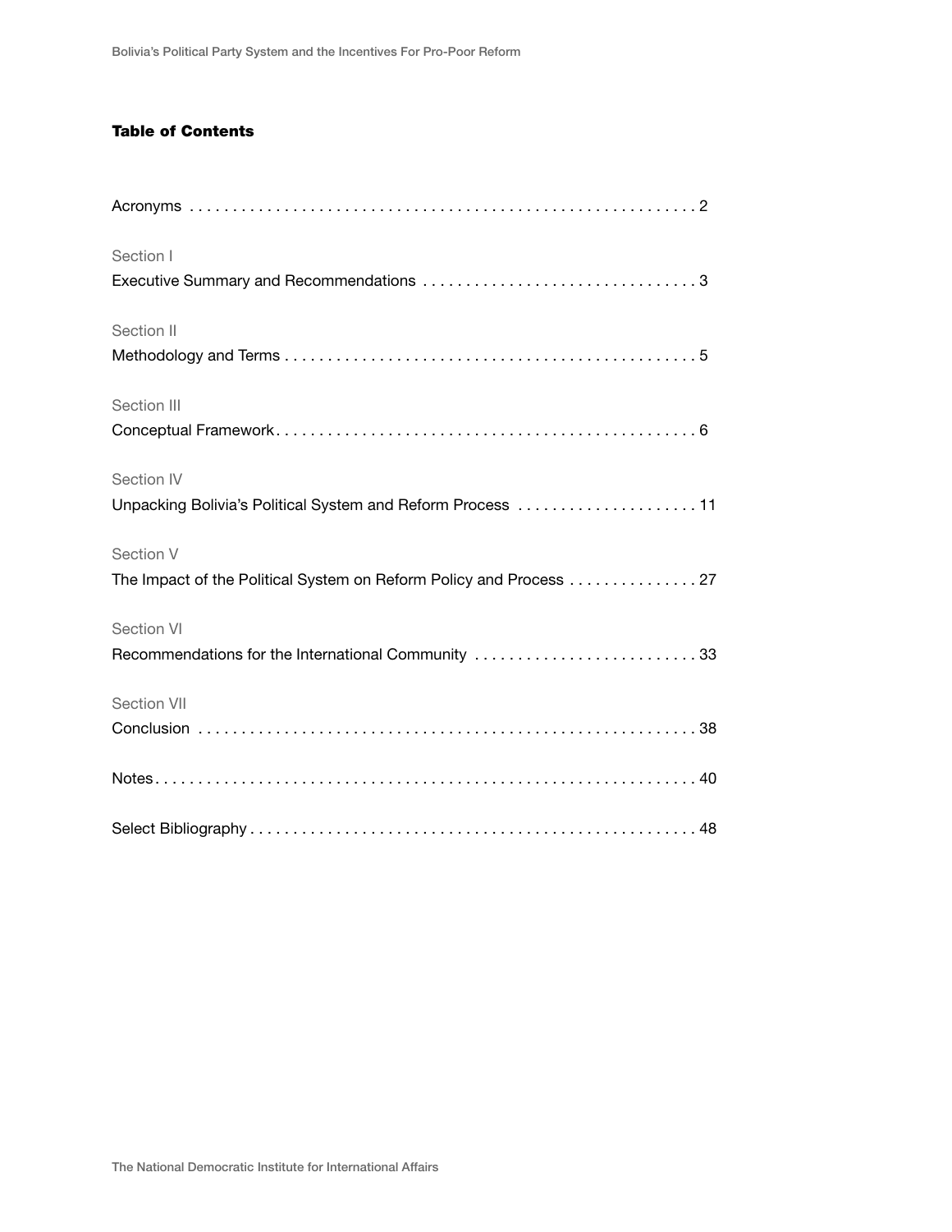## Table of Contents

Acronyms . . . . . . . . . . . . . . . . . . . . . . . . . . . . . . . . . . . . . . . . . . . . . . . . . . . . . . . . . . . 2

Section I
Executive Summary and Recommendations . . . . . . . . . . . . . . . . . . . . . . . . . . . . . . . . 3

Section II
Methodology and Terms . . . . . . . . . . . . . . . . . . . . . . . . . . . . . . . . . . . . . . . . . . . . . . . . 5

Section III
Conceptual Framework . . . . . . . . . . . . . . . . . . . . . . . . . . . . . . . . . . . . . . . . . . . . . . . . . 6

Section IV
Unpacking Bolivia's Political System and Reform Process . . . . . . . . . . . . . . . . . . . . . 11

Section V
The Impact of the Political System on Reform Policy and Process . . . . . . . . . . . . . . . 27

Section VI
Recommendations for the International Community . . . . . . . . . . . . . . . . . . . . . . . . . . 33

Section VII
Conclusion . . . . . . . . . . . . . . . . . . . . . . . . . . . . . . . . . . . . . . . . . . . . . . . . . . . . . . . . . 38

Notes . . . . . . . . . . . . . . . . . . . . . . . . . . . . . . . . . . . . . . . . . . . . . . . . . . . . . . . . . . . . . 40

Select Bibliography . . . . . . . . . . . . . . . . . . . . . . . . . . . . . . . . . . . . . . . . . . . . . . . . . . . 48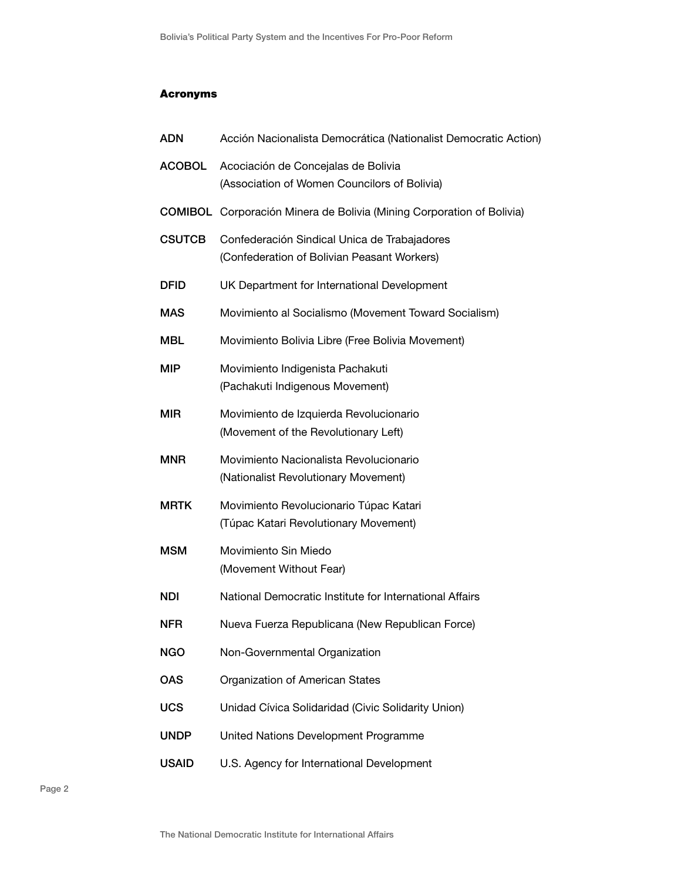## Acronyms

| | |
|---|---|
| ADN | Acción Nacionalista Democrática (Nationalist Democratic Action) |
| ACOBOL | Acociación de Concejalas de Bolivia (Association of Women Councilors of Bolivia) |
| COMIBOL | Corporación Minera de Bolivia (Mining Corporation of Bolivia) |
| CSUTCB | Confederación Sindical Unica de Trabajadores (Confederation of Bolivian Peasant Workers) |
| DFID | UK Department for International Development |
| MAS | Movimiento al Socialismo (Movement Toward Socialism) |
| MBL | Movimiento Bolivia Libre (Free Bolivia Movement) |
| MIP | Movimiento Indigenista Pachakuti (Pachakuti Indigenous Movement) |
| MIR | Movimiento de Izquierda Revolucionario (Movement of the Revolutionary Left) |
| MNR | Movimiento Nacionalista Revolucionario (Nationalist Revolutionary Movement) |
| MRTK | Movimiento Revolucionario Túpac Katari (Túpac Katari Revolutionary Movement) |
| MSM | Movimiento Sin Miedo (Movement Without Fear) |
| NDI | National Democratic Institute for International Affairs |
| NFR | Nueva Fuerza Republicana (New Republican Force) |
| NGO | Non-Governmental Organization |
| OAS | Organization of American States |
| UCS | Unidad Cívica Solidaridad (Civic Solidarity Union) |
| UNDP | United Nations Development Programme |
| USAID | U.S. Agency for International Development |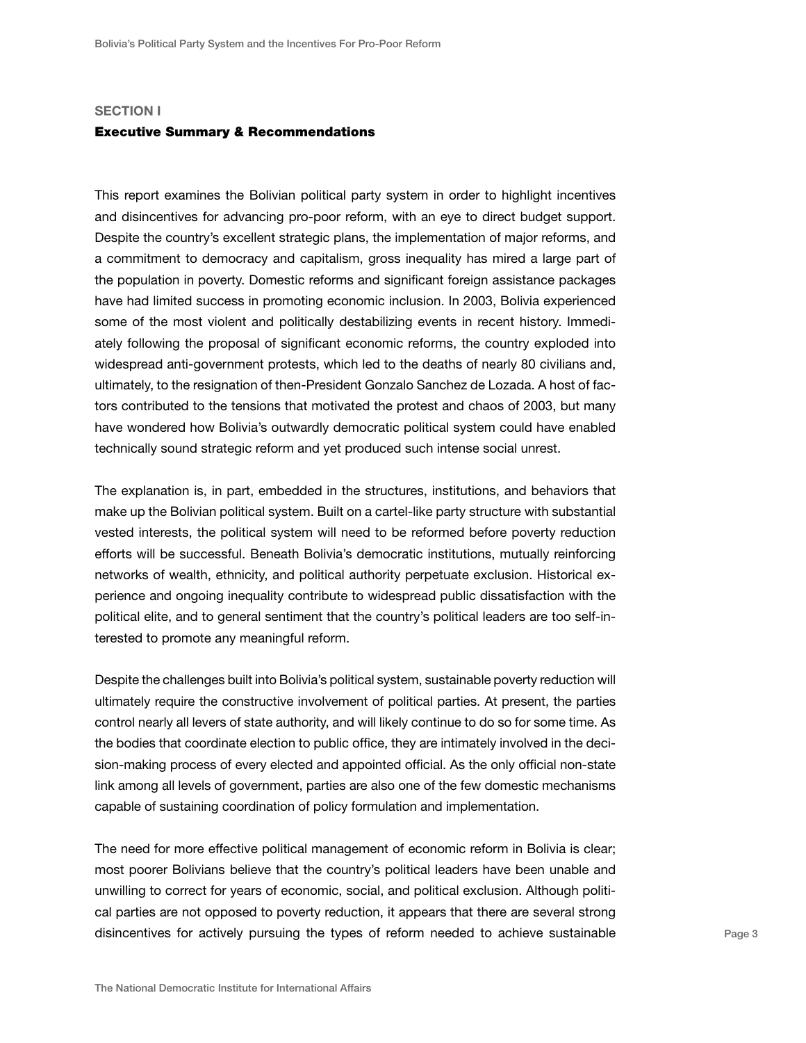## SECTION I

### Executive Summary & Recommendations

This report examines the Bolivian political party system in order to highlight incentives and disincentives for advancing pro-poor reform, with an eye to direct budget support. Despite the country's excellent strategic plans, the implementation of major reforms, and a commitment to democracy and capitalism, gross inequality has mired a large part of the population in poverty. Domestic reforms and significant foreign assistance packages have had limited success in promoting economic inclusion. In 2003, Bolivia experienced some of the most violent and politically destabilizing events in recent history. Immediately following the proposal of significant economic reforms, the country exploded into widespread anti-government protests, which led to the deaths of nearly 80 civilians and, ultimately, to the resignation of then-President Gonzalo Sanchez de Lozada. A host of factors contributed to the tensions that motivated the protest and chaos of 2003, but many have wondered how Bolivia's outwardly democratic political system could have enabled technically sound strategic reform and yet produced such intense social unrest.

The explanation is, in part, embedded in the structures, institutions, and behaviors that make up the Bolivian political system. Built on a cartel-like party structure with substantial vested interests, the political system will need to be reformed before poverty reduction efforts will be successful. Beneath Bolivia's democratic institutions, mutually reinforcing networks of wealth, ethnicity, and political authority perpetuate exclusion. Historical experience and ongoing inequality contribute to widespread public dissatisfaction with the political elite, and to general sentiment that the country's political leaders are too self-interested to promote any meaningful reform.

Despite the challenges built into Bolivia's political system, sustainable poverty reduction will ultimately require the constructive involvement of political parties. At present, the parties control nearly all levers of state authority, and will likely continue to do so for some time. As the bodies that coordinate election to public office, they are intimately involved in the decision-making process of every elected and appointed official. As the only official non-state link among all levels of government, parties are also one of the few domestic mechanisms capable of sustaining coordination of policy formulation and implementation.

The need for more effective political management of economic reform in Bolivia is clear; most poorer Bolivians believe that the country's political leaders have been unable and unwilling to correct for years of economic, social, and political exclusion. Although political parties are not opposed to poverty reduction, it appears that there are several strong disincentives for actively pursuing the types of reform needed to achieve sustainable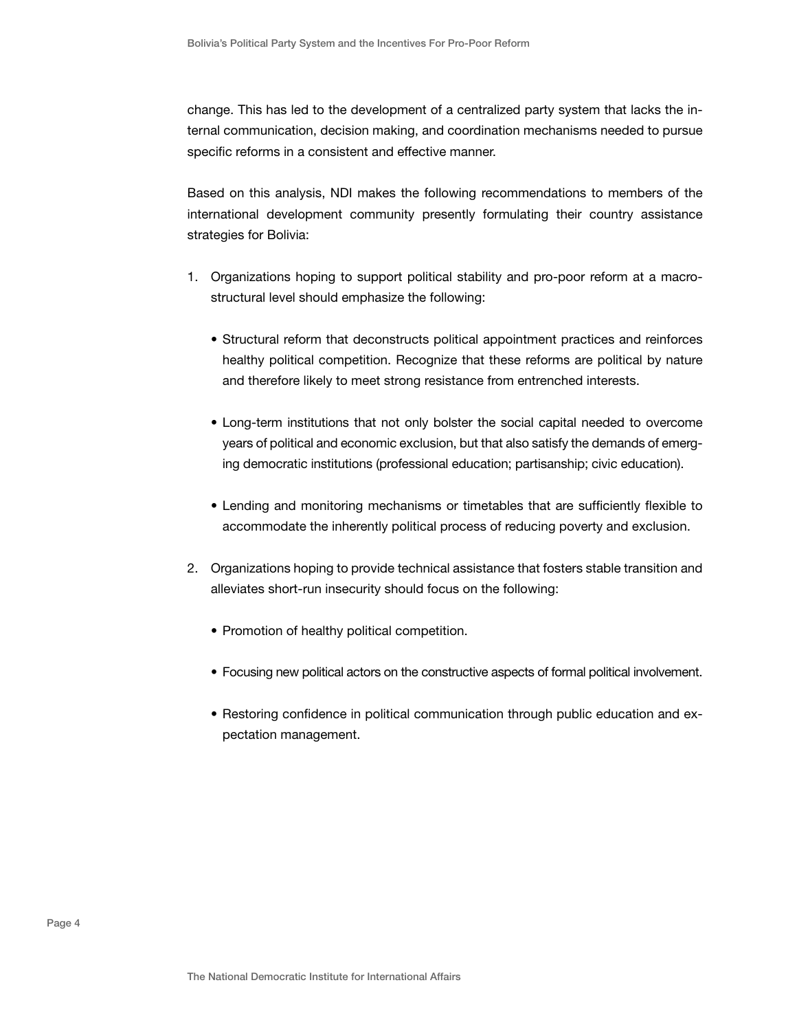change. This has led to the development of a centralized party system that lacks the internal communication, decision making, and coordination mechanisms needed to pursue specific reforms in a consistent and effective manner.

Based on this analysis, NDI makes the following recommendations to members of the international development community presently formulating their country assistance strategies for Bolivia:

1. Organizations hoping to support political stability and pro-poor reform at a macro-structural level should emphasize the following:

   - Structural reform that deconstructs political appointment practices and reinforces healthy political competition. Recognize that these reforms are political by nature and therefore likely to meet strong resistance from entrenched interests.

   - Long-term institutions that not only bolster the social capital needed to overcome years of political and economic exclusion, but that also satisfy the demands of emerging democratic institutions (professional education; partisanship; civic education).

   - Lending and monitoring mechanisms or timetables that are sufficiently flexible to accommodate the inherently political process of reducing poverty and exclusion.

2. Organizations hoping to provide technical assistance that fosters stable transition and alleviates short-run insecurity should focus on the following:

   - Promotion of healthy political competition.

   - Focusing new political actors on the constructive aspects of formal political involvement.

   - Restoring confidence in political communication through public education and expectation management.